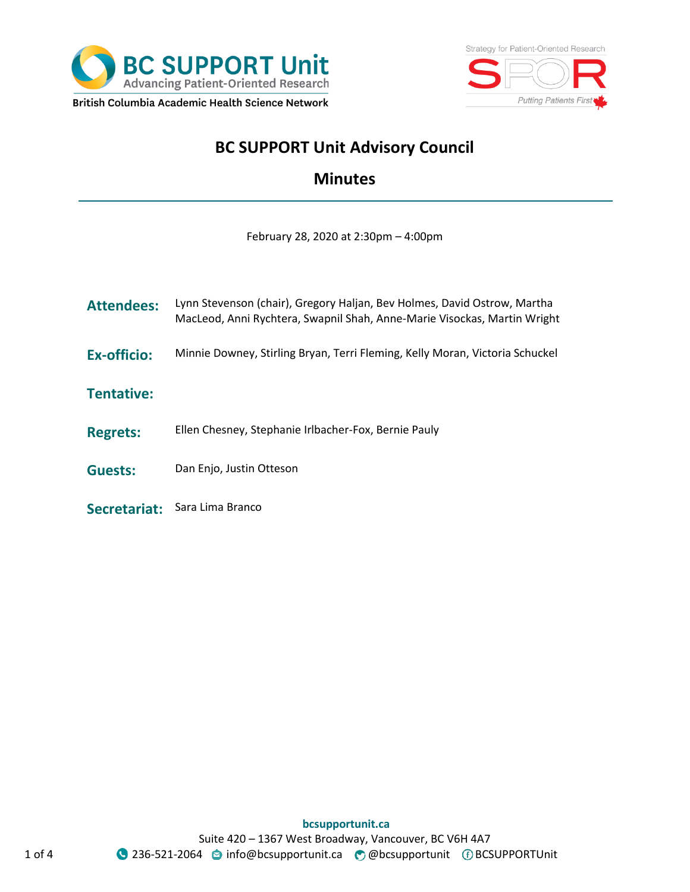BC SUPPORT Unit
Advancing Patient-Oriented Research
British Columbia Academic Health Science Network

Strategy for Patient-Oriented Research
SPOR
Putting Patients First

# BC SUPPORT Unit Advisory Council

## Minutes

February 28, 2020 at 2:30pm – 4:00pm

**Attendees:** Lynn Stevenson (chair), Gregory Haljan, Bev Holmes, David Ostrow, Martha MacLeod, Anni Rychtera, Swapnil Shah, Anne-Marie Visockas, Martin Wright

**Ex-officio:** Minnie Downey, Stirling Bryan, Terri Fleming, Kelly Moran, Victoria Schuckel

**Tentative:**

**Regrets:** Ellen Chesney, Stephanie Irlbacher-Fox, Bernie Pauly

**Guests:** Dan Enjo, Justin Otteson

**Secretariat:** Sara Lima Branco

**bcsupportunit.ca**
Suite 420 – 1367 West Broadway, Vancouver, BC V6H 4A7
236-521-2064 info@bcsupportunit.ca @bcsupportunit BCSUPPORTUnit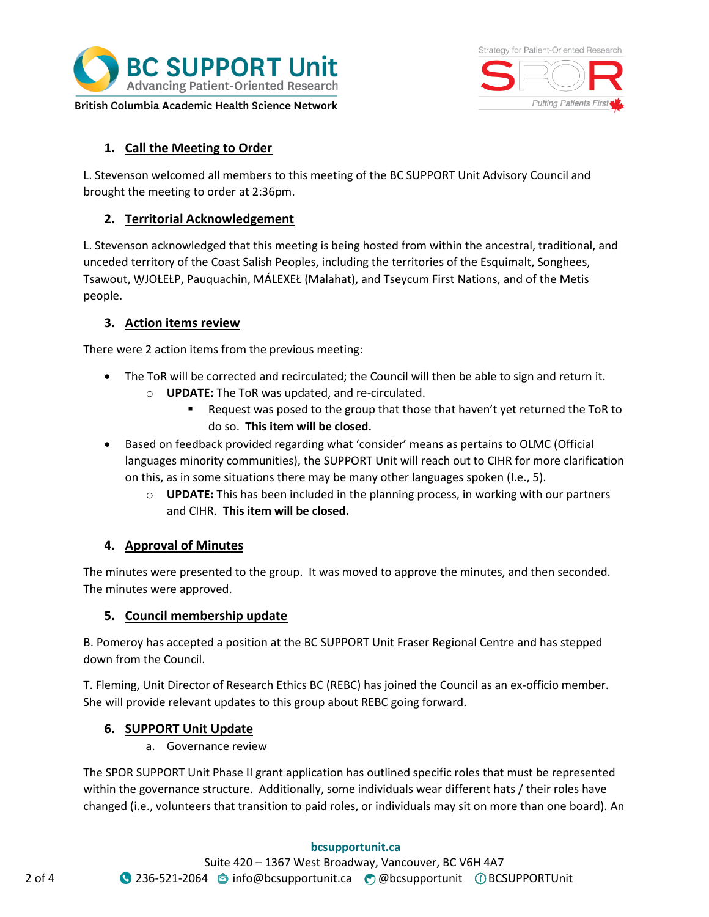## 1. Call the Meeting to Order

L. Stevenson welcomed all members to this meeting of the BC SUPPORT Unit Advisory Council and brought the meeting to order at 2:36pm.

## 2. Territorial Acknowledgement

L. Stevenson acknowledged that this meeting is being hosted from within the ancestral, traditional, and unceded territory of the Coast Salish Peoples, including the territories of the Esquimalt, Songhees, Tsawout, W̱JOȽEȽP, Pauquachin, MÁLEXEȽ (Malahat), and Tseycum First Nations, and of the Metis people.

## 3. Action items review

There were 2 action items from the previous meeting:

- The ToR will be corrected and recirculated; the Council will then be able to sign and return it.
  - **UPDATE:** The ToR was updated, and re-circulated.
    - Request was posed to the group that those that haven't yet returned the ToR to do so. **This item will be closed.**
- Based on feedback provided regarding what 'consider' means as pertains to OLMC (Official languages minority communities), the SUPPORT Unit will reach out to CIHR for more clarification on this, as in some situations there may be many other languages spoken (I.e., 5).
  - **UPDATE:** This has been included in the planning process, in working with our partners and CIHR. **This item will be closed.**

## 4. Approval of Minutes

The minutes were presented to the group. It was moved to approve the minutes, and then seconded. The minutes were approved.

## 5. Council membership update

B. Pomeroy has accepted a position at the BC SUPPORT Unit Fraser Regional Centre and has stepped down from the Council.

T. Fleming, Unit Director of Research Ethics BC (REBC) has joined the Council as an ex-officio member. She will provide relevant updates to this group about REBC going forward.

## 6. SUPPORT Unit Update

a. Governance review

The SPOR SUPPORT Unit Phase II grant application has outlined specific roles that must be represented within the governance structure. Additionally, some individuals wear different hats / their roles have changed (i.e., volunteers that transition to paid roles, or individuals may sit on more than one board). An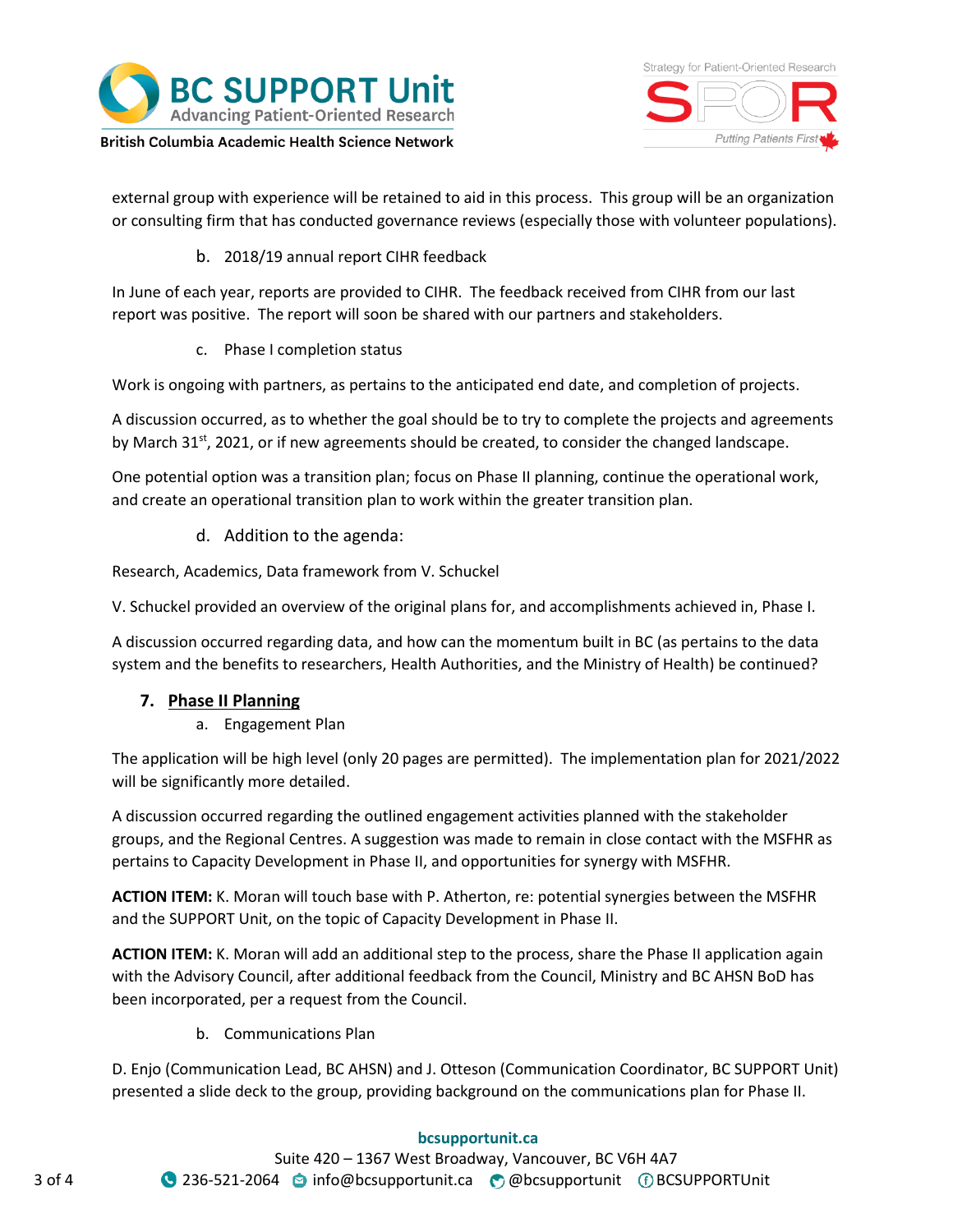external group with experience will be retained to aid in this process. This group will be an organization or consulting firm that has conducted governance reviews (especially those with volunteer populations).

b. 2018/19 annual report CIHR feedback

In June of each year, reports are provided to CIHR. The feedback received from CIHR from our last report was positive. The report will soon be shared with our partners and stakeholders.

c. Phase I completion status

Work is ongoing with partners, as pertains to the anticipated end date, and completion of projects.

A discussion occurred, as to whether the goal should be to try to complete the projects and agreements by March 31st, 2021, or if new agreements should be created, to consider the changed landscape.

One potential option was a transition plan; focus on Phase II planning, continue the operational work, and create an operational transition plan to work within the greater transition plan.

d. Addition to the agenda:

Research, Academics, Data framework from V. Schuckel

V. Schuckel provided an overview of the original plans for, and accomplishments achieved in, Phase I.

A discussion occurred regarding data, and how can the momentum built in BC (as pertains to the data system and the benefits to researchers, Health Authorities, and the Ministry of Health) be continued?

## 7. Phase II Planning

a. Engagement Plan

The application will be high level (only 20 pages are permitted). The implementation plan for 2021/2022 will be significantly more detailed.

A discussion occurred regarding the outlined engagement activities planned with the stakeholder groups, and the Regional Centres. A suggestion was made to remain in close contact with the MSFHR as pertains to Capacity Development in Phase II, and opportunities for synergy with MSFHR.

**ACTION ITEM:** K. Moran will touch base with P. Atherton, re: potential synergies between the MSFHR and the SUPPORT Unit, on the topic of Capacity Development in Phase II.

**ACTION ITEM:** K. Moran will add an additional step to the process, share the Phase II application again with the Advisory Council, after additional feedback from the Council, Ministry and BC AHSN BoD has been incorporated, per a request from the Council.

b. Communications Plan

D. Enjo (Communication Lead, BC AHSN) and J. Otteson (Communication Coordinator, BC SUPPORT Unit) presented a slide deck to the group, providing background on the communications plan for Phase II.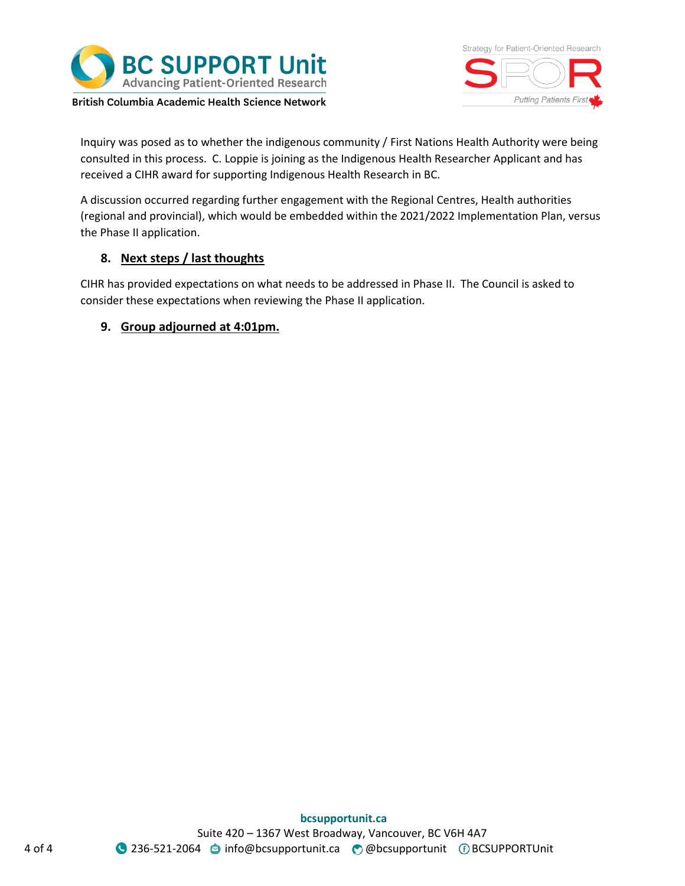Inquiry was posed as to whether the indigenous community / First Nations Health Authority were being consulted in this process. C. Loppie is joining as the Indigenous Health Researcher Applicant and has received a CIHR award for supporting Indigenous Health Research in BC.

A discussion occurred regarding further engagement with the Regional Centres, Health authorities (regional and provincial), which would be embedded within the 2021/2022 Implementation Plan, versus the Phase II application.

8. **Next steps / last thoughts**

CIHR has provided expectations on what needs to be addressed in Phase II. The Council is asked to consider these expectations when reviewing the Phase II application.

9. **Group adjourned at 4:01pm.**